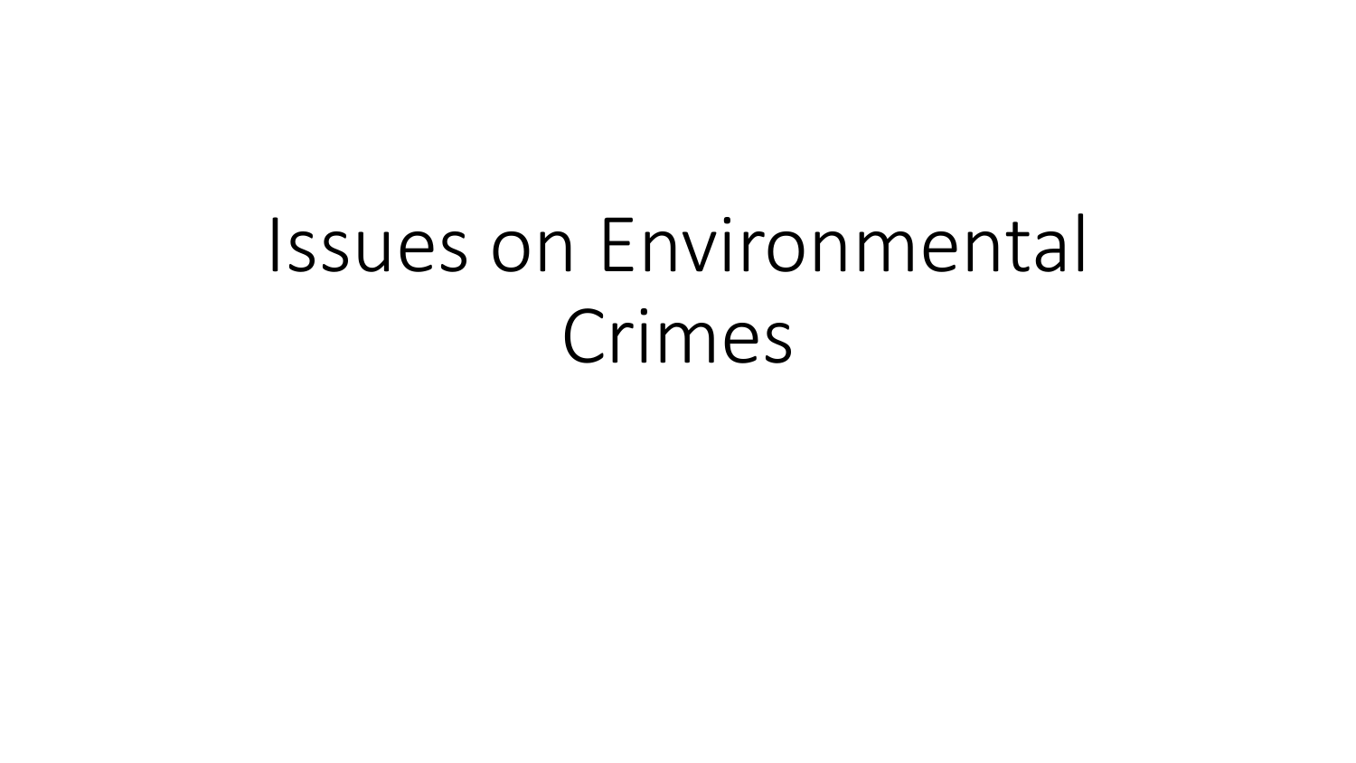# Issues on Environmental Crimes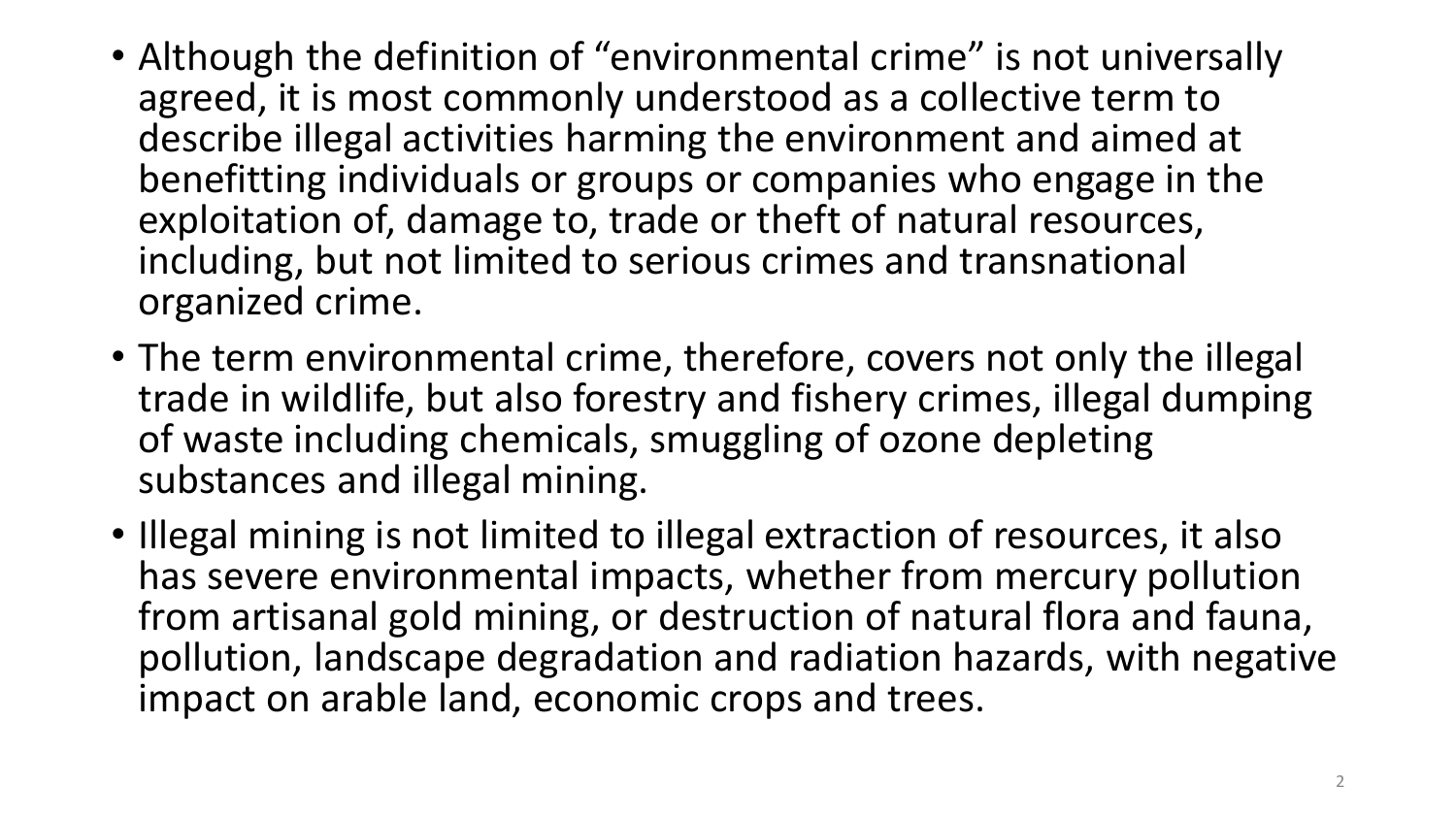- Although the definition of “environmental crime” is not universally agreed, it is most commonly understood as a collective term to describe illegal activities harming the environment and aimed at benefitting individuals or groups or companies who engage in the exploitation of, damage to, trade or theft of natural resources, including, but not limited to serious crimes and transnational organized crime.
- The term environmental crime, therefore, covers not only the illegal trade in wildlife, but also forestry and fishery crimes, illegal dumping of waste including chemicals, smuggling of ozone depleting substances and illegal mining.
- Illegal mining is not limited to illegal extraction of resources, it also has severe environmental impacts, whether from mercury pollution from artisanal gold mining, or destruction of natural flora and fauna, pollution, landscape degradation and radiation hazards, with negative impact on arable land, economic crops and trees.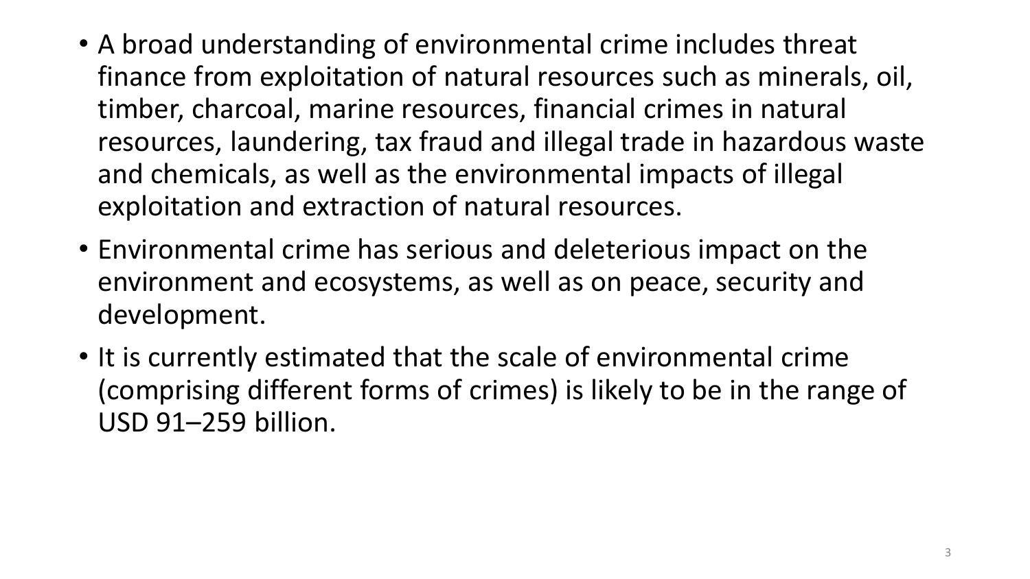- A broad understanding of environmental crime includes threat finance from exploitation of natural resources such as minerals, oil, timber, charcoal, marine resources, financial crimes in natural resources, laundering, tax fraud and illegal trade in hazardous waste and chemicals, as well as the environmental impacts of illegal exploitation and extraction of natural resources.
- Environmental crime has serious and deleterious impact on the environment and ecosystems, as well as on peace, security and development.
- It is currently estimated that the scale of environmental crime (comprising different forms of crimes) is likely to be in the range of USD 91–259 billion.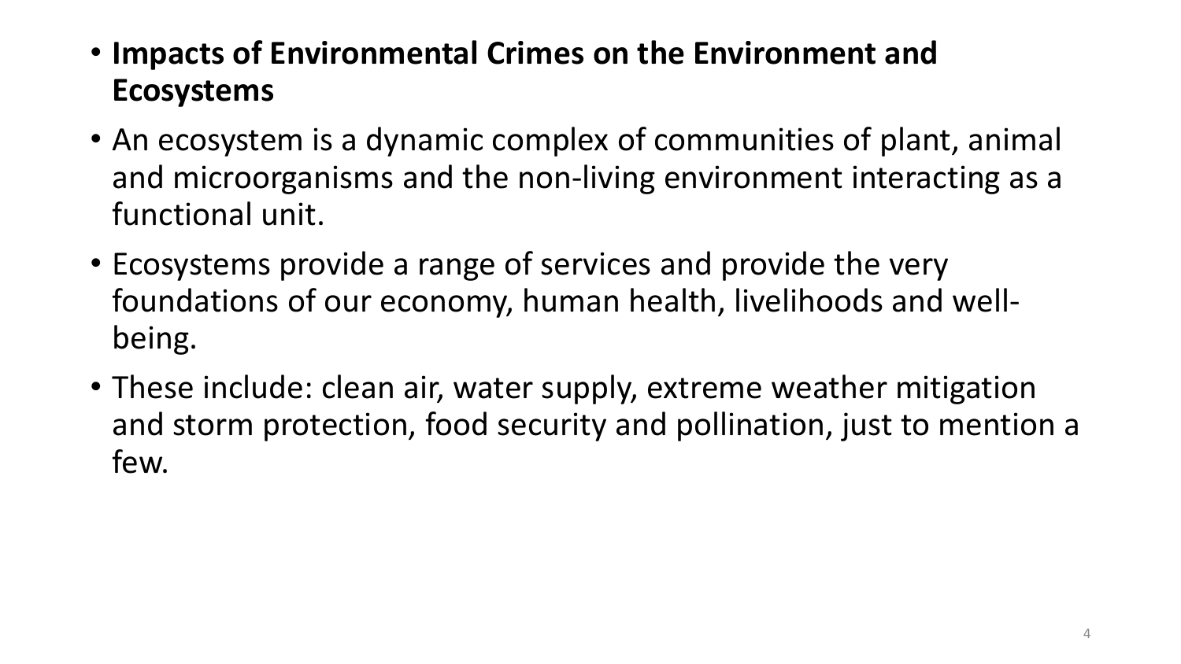- **Impacts of Environmental Crimes on the Environment and Ecosystems**
- An ecosystem is a dynamic complex of communities of plant, animal and microorganisms and the non-living environment interacting as a functional unit.
- Ecosystems provide a range of services and provide the very foundations of our economy, human health, livelihoods and well-being.
- These include: clean air, water supply, extreme weather mitigation and storm protection, food security and pollination, just to mention a few.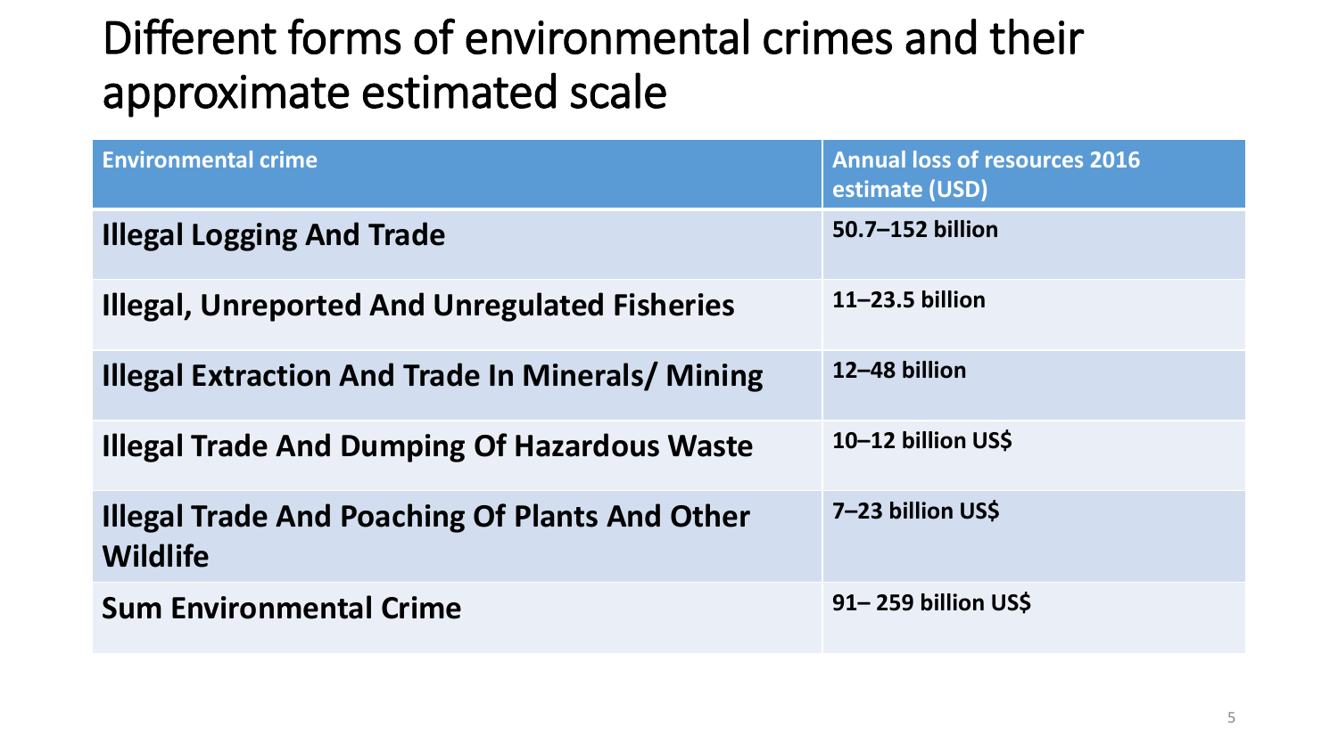# Different forms of environmental crimes and their approximate estimated scale

| Environmental crime | Annual loss of resources 2016 estimate (USD) |
| --- | --- |
| **Illegal Logging And Trade** | **50.7–152 billion** |
| **Illegal, Unreported And Unregulated Fisheries** | **11–23.5 billion** |
| **Illegal Extraction And Trade In Minerals/ Mining** | **12–48 billion** |
| **Illegal Trade And Dumping Of Hazardous Waste** | **10–12 billion US$** |
| **Illegal Trade And Poaching Of Plants And Other Wildlife** | **7–23 billion US$** |
| **Sum Environmental Crime** | **91– 259 billion US$** |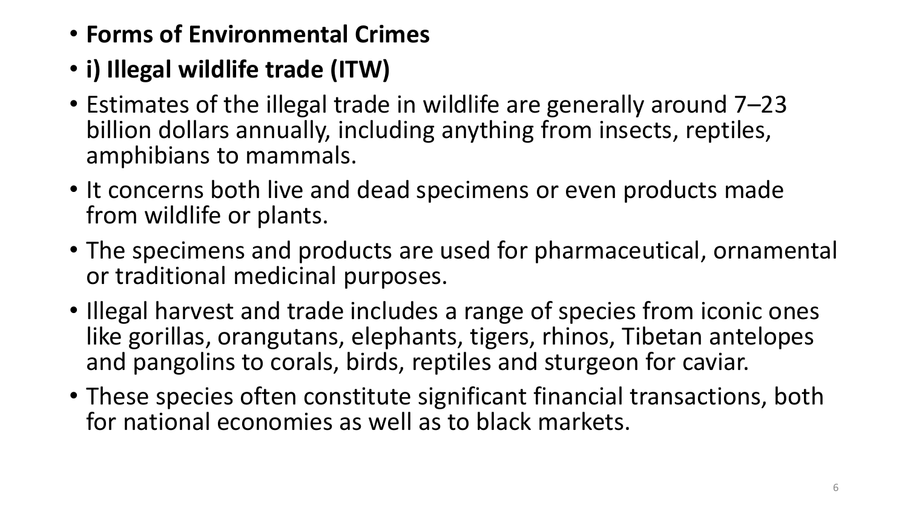- **Forms of Environmental Crimes**
- **i) Illegal wildlife trade (ITW)**
- Estimates of the illegal trade in wildlife are generally around 7–23 billion dollars annually, including anything from insects, reptiles, amphibians to mammals.
- It concerns both live and dead specimens or even products made from wildlife or plants.
- The specimens and products are used for pharmaceutical, ornamental or traditional medicinal purposes.
- Illegal harvest and trade includes a range of species from iconic ones like gorillas, orangutans, elephants, tigers, rhinos, Tibetan antelopes and pangolins to corals, birds, reptiles and sturgeon for caviar.
- These species often constitute significant financial transactions, both for national economies as well as to black markets.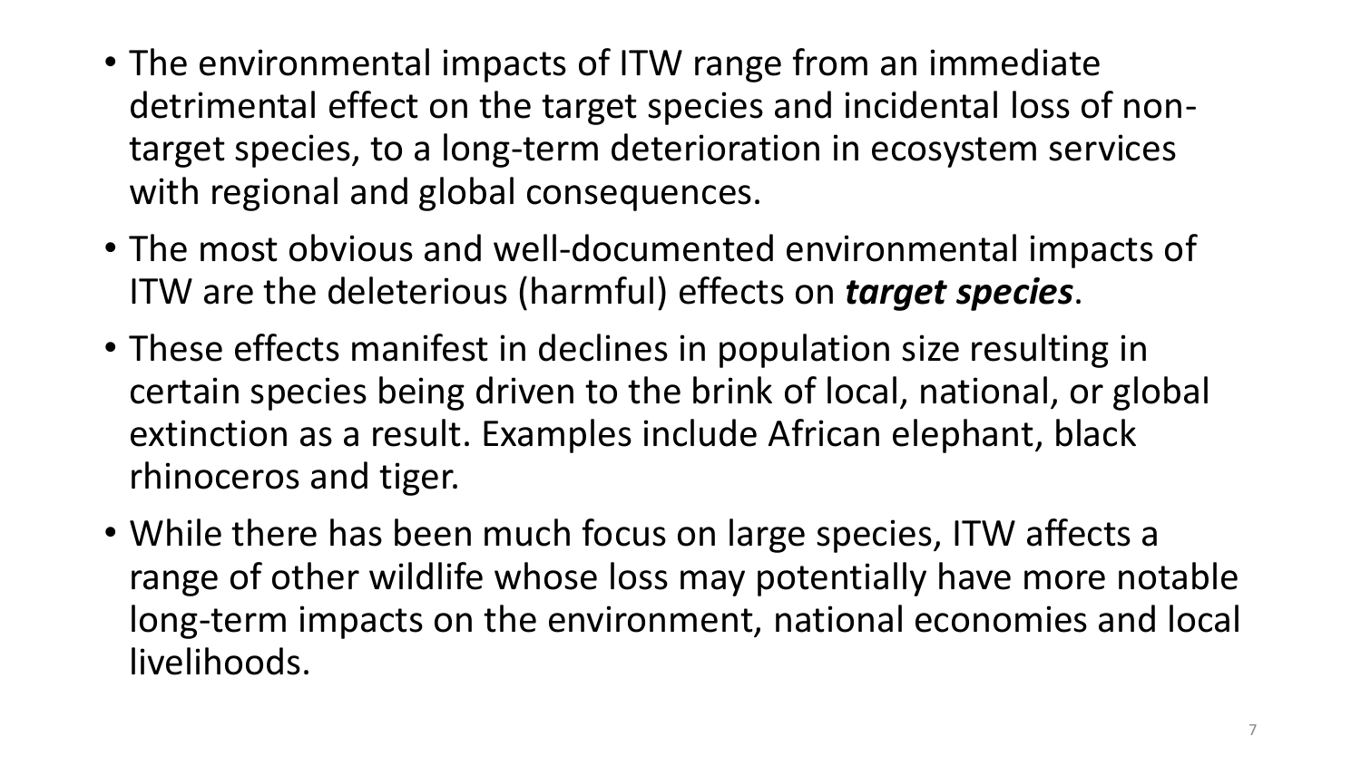- The environmental impacts of ITW range from an immediate detrimental effect on the target species and incidental loss of non-target species, to a long-term deterioration in ecosystem services with regional and global consequences.
- The most obvious and well-documented environmental impacts of ITW are the deleterious (harmful) effects on ***target species***.
- These effects manifest in declines in population size resulting in certain species being driven to the brink of local, national, or global extinction as a result. Examples include African elephant, black rhinoceros and tiger.
- While there has been much focus on large species, ITW affects a range of other wildlife whose loss may potentially have more notable long-term impacts on the environment, national economies and local livelihoods.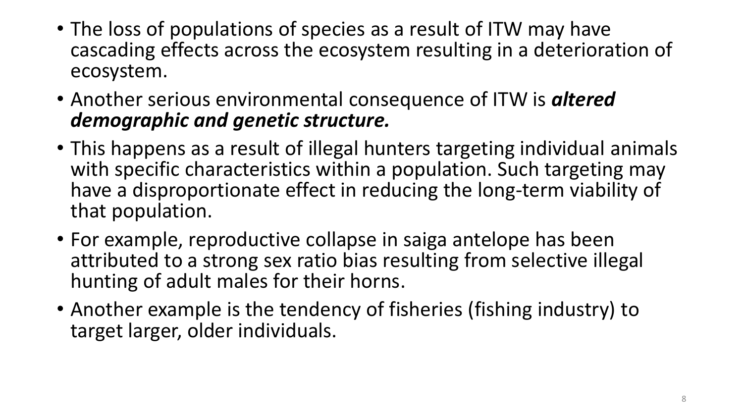- The loss of populations of species as a result of ITW may have cascading effects across the ecosystem resulting in a deterioration of ecosystem.
- Another serious environmental consequence of ITW is ***altered demographic and genetic structure.***
- This happens as a result of illegal hunters targeting individual animals with specific characteristics within a population. Such targeting may have a disproportionate effect in reducing the long-term viability of that population.
- For example, reproductive collapse in saiga antelope has been attributed to a strong sex ratio bias resulting from selective illegal hunting of adult males for their horns.
- Another example is the tendency of fisheries (fishing industry) to target larger, older individuals.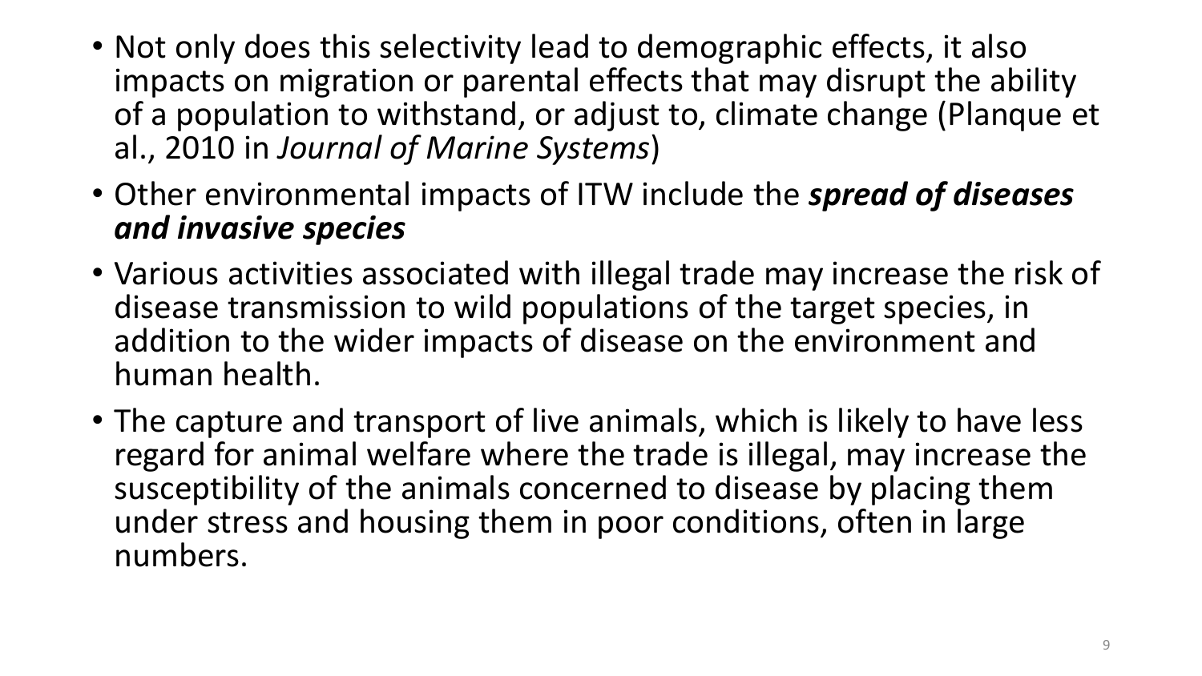- Not only does this selectivity lead to demographic effects, it also impacts on migration or parental effects that may disrupt the ability of a population to withstand, or adjust to, climate change (Planque et al., 2010 in *Journal of Marine Systems*)
- Other environmental impacts of ITW include the ***spread of diseases and invasive species***
- Various activities associated with illegal trade may increase the risk of disease transmission to wild populations of the target species, in addition to the wider impacts of disease on the environment and human health.
- The capture and transport of live animals, which is likely to have less regard for animal welfare where the trade is illegal, may increase the susceptibility of the animals concerned to disease by placing them under stress and housing them in poor conditions, often in large numbers.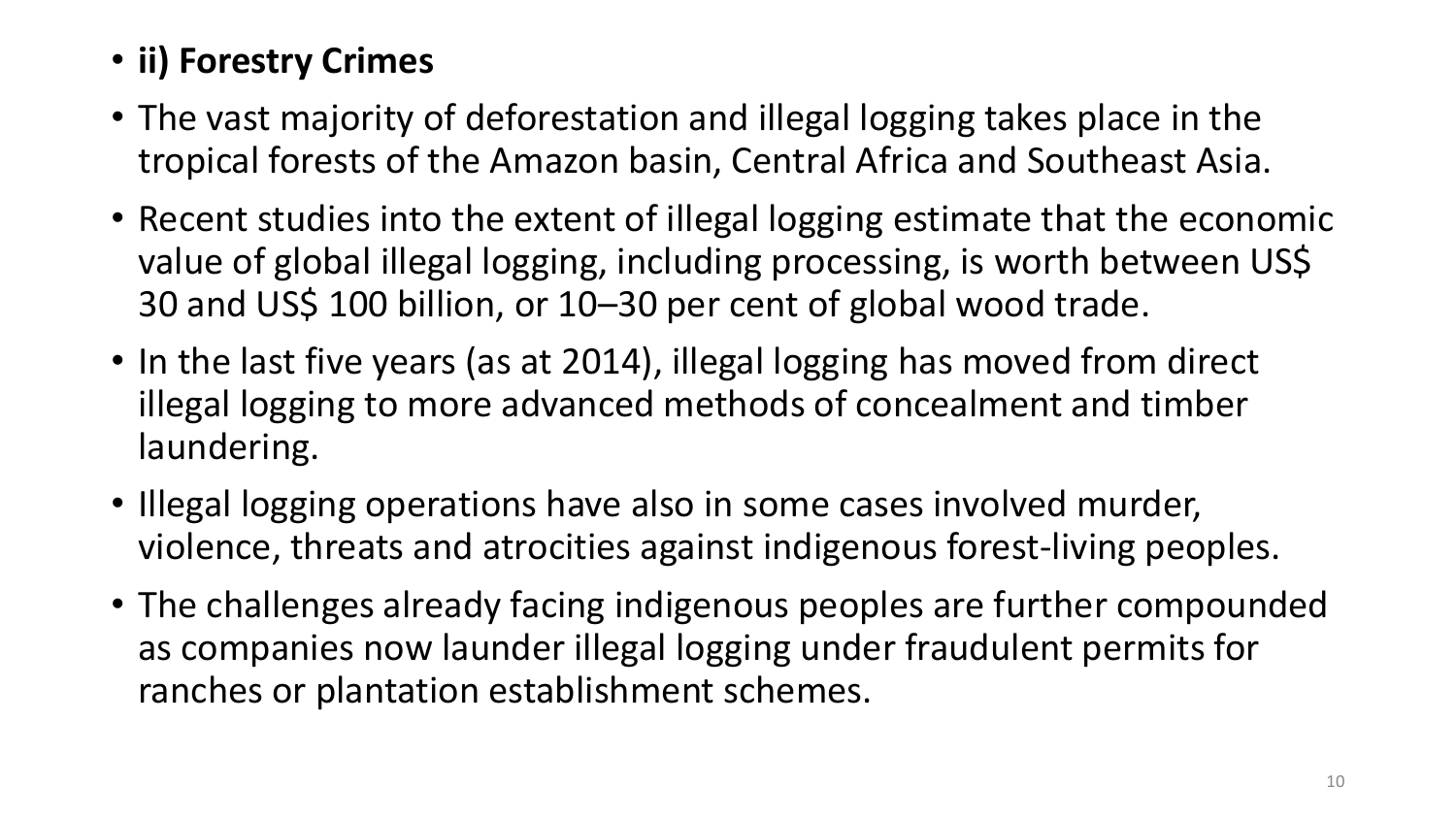- **ii) Forestry Crimes**
- The vast majority of deforestation and illegal logging takes place in the tropical forests of the Amazon basin, Central Africa and Southeast Asia.
- Recent studies into the extent of illegal logging estimate that the economic value of global illegal logging, including processing, is worth between US$ 30 and US$ 100 billion, or 10–30 per cent of global wood trade.
- In the last five years (as at 2014), illegal logging has moved from direct illegal logging to more advanced methods of concealment and timber laundering.
- Illegal logging operations have also in some cases involved murder, violence, threats and atrocities against indigenous forest-living peoples.
- The challenges already facing indigenous peoples are further compounded as companies now launder illegal logging under fraudulent permits for ranches or plantation establishment schemes.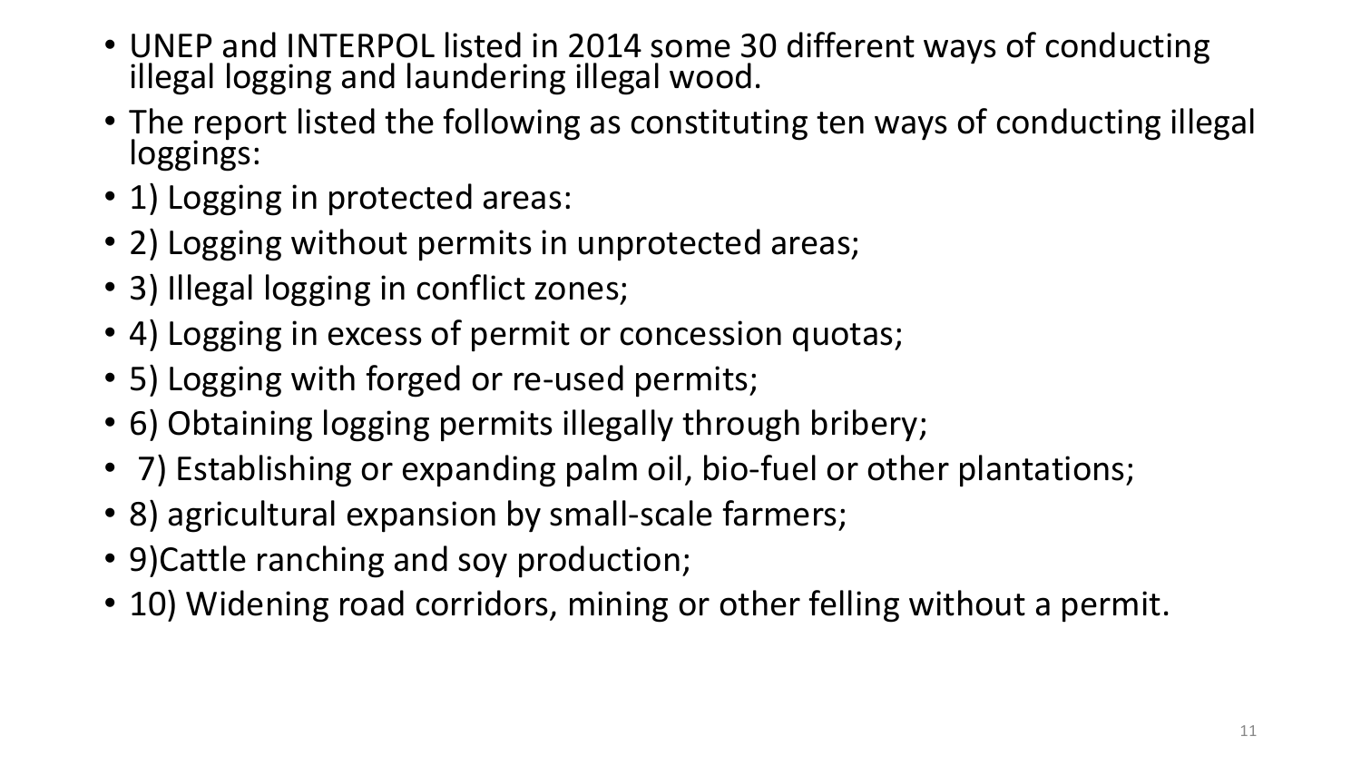- UNEP and INTERPOL listed in 2014 some 30 different ways of conducting illegal logging and laundering illegal wood.
- The report listed the following as constituting ten ways of conducting illegal loggings:
- 1) Logging in protected areas:
- 2) Logging without permits in unprotected areas;
- 3) Illegal logging in conflict zones;
- 4) Logging in excess of permit or concession quotas;
- 5) Logging with forged or re-used permits;
- 6) Obtaining logging permits illegally through bribery;
- 7) Establishing or expanding palm oil, bio-fuel or other plantations;
- 8) agricultural expansion by small-scale farmers;
- 9)Cattle ranching and soy production;
- 10) Widening road corridors, mining or other felling without a permit.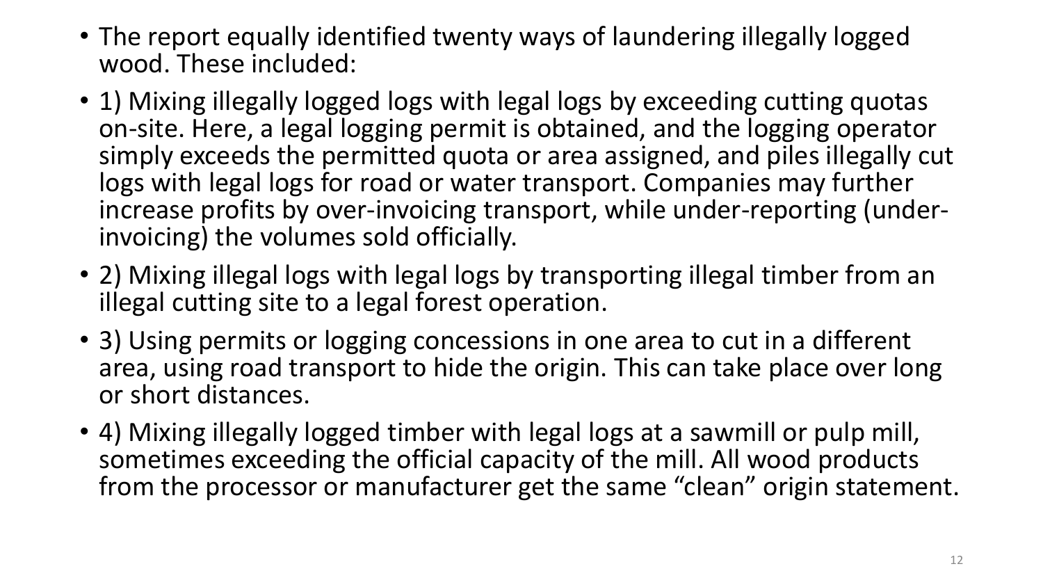- The report equally identified twenty ways of laundering illegally logged wood. These included:
- 1) Mixing illegally logged logs with legal logs by exceeding cutting quotas on-site. Here, a legal logging permit is obtained, and the logging operator simply exceeds the permitted quota or area assigned, and piles illegally cut logs with legal logs for road or water transport. Companies may further increase profits by over-invoicing transport, while under-reporting (under-invoicing) the volumes sold officially.
- 2) Mixing illegal logs with legal logs by transporting illegal timber from an illegal cutting site to a legal forest operation.
- 3) Using permits or logging concessions in one area to cut in a different area, using road transport to hide the origin. This can take place over long or short distances.
- 4) Mixing illegally logged timber with legal logs at a sawmill or pulp mill, sometimes exceeding the official capacity of the mill. All wood products from the processor or manufacturer get the same “clean” origin statement.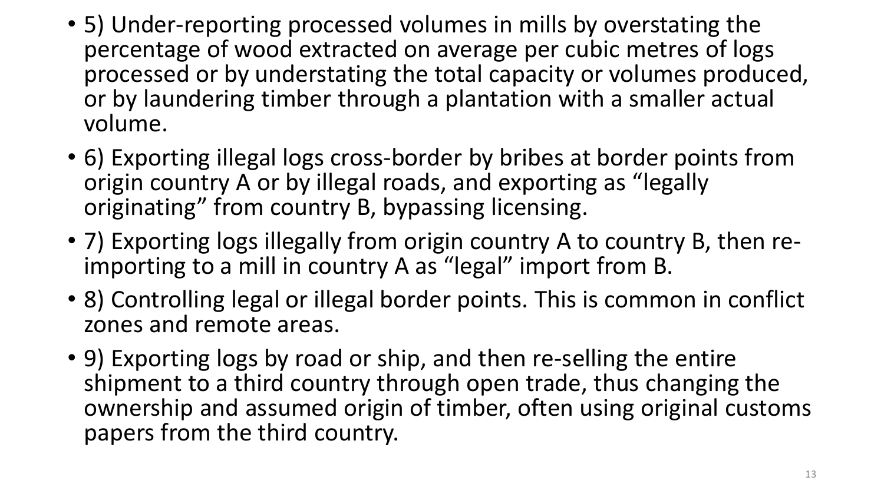- 5) Under-reporting processed volumes in mills by overstating the percentage of wood extracted on average per cubic metres of logs processed or by understating the total capacity or volumes produced, or by laundering timber through a plantation with a smaller actual volume.
- 6) Exporting illegal logs cross-border by bribes at border points from origin country A or by illegal roads, and exporting as "legally originating" from country B, bypassing licensing.
- 7) Exporting logs illegally from origin country A to country B, then re-importing to a mill in country A as "legal" import from B.
- 8) Controlling legal or illegal border points. This is common in conflict zones and remote areas.
- 9) Exporting logs by road or ship, and then re-selling the entire shipment to a third country through open trade, thus changing the ownership and assumed origin of timber, often using original customs papers from the third country.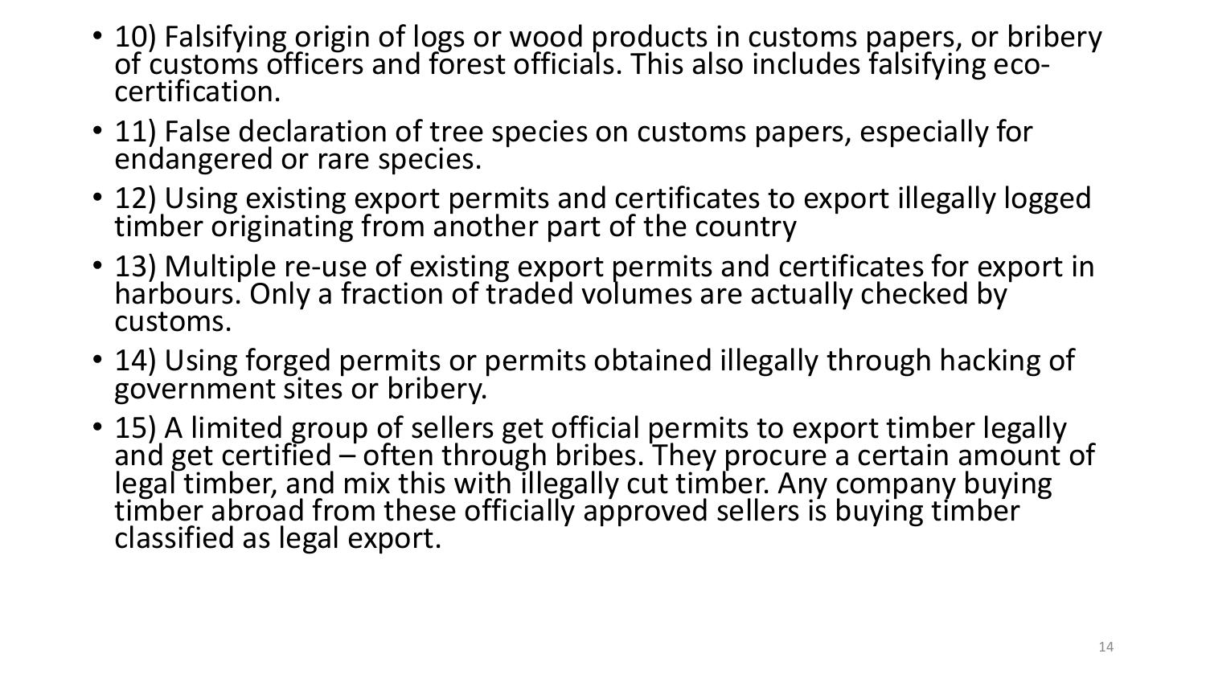- 10) Falsifying origin of logs or wood products in customs papers, or bribery of customs officers and forest officials. This also includes falsifying eco-certification.
- 11) False declaration of tree species on customs papers, especially for endangered or rare species.
- 12) Using existing export permits and certificates to export illegally logged timber originating from another part of the country
- 13) Multiple re-use of existing export permits and certificates for export in harbours. Only a fraction of traded volumes are actually checked by customs.
- 14) Using forged permits or permits obtained illegally through hacking of government sites or bribery.
- 15) A limited group of sellers get official permits to export timber legally and get certified – often through bribes. They procure a certain amount of legal timber, and mix this with illegally cut timber. Any company buying timber abroad from these officially approved sellers is buying timber classified as legal export.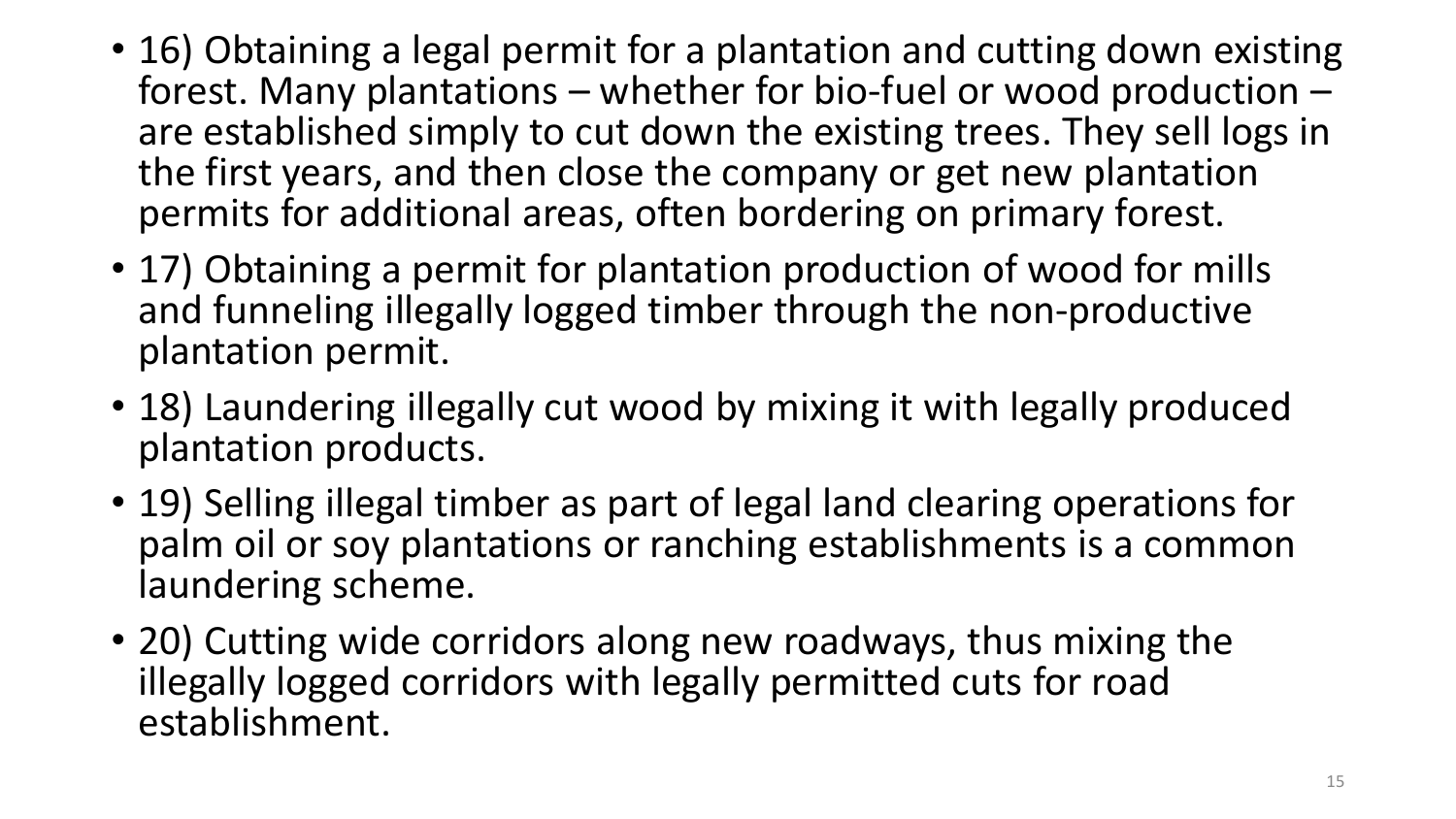- 16) Obtaining a legal permit for a plantation and cutting down existing forest. Many plantations – whether for bio-fuel or wood production – are established simply to cut down the existing trees. They sell logs in the first years, and then close the company or get new plantation permits for additional areas, often bordering on primary forest.
- 17) Obtaining a permit for plantation production of wood for mills and funneling illegally logged timber through the non-productive plantation permit.
- 18) Laundering illegally cut wood by mixing it with legally produced plantation products.
- 19) Selling illegal timber as part of legal land clearing operations for palm oil or soy plantations or ranching establishments is a common laundering scheme.
- 20) Cutting wide corridors along new roadways, thus mixing the illegally logged corridors with legally permitted cuts for road establishment.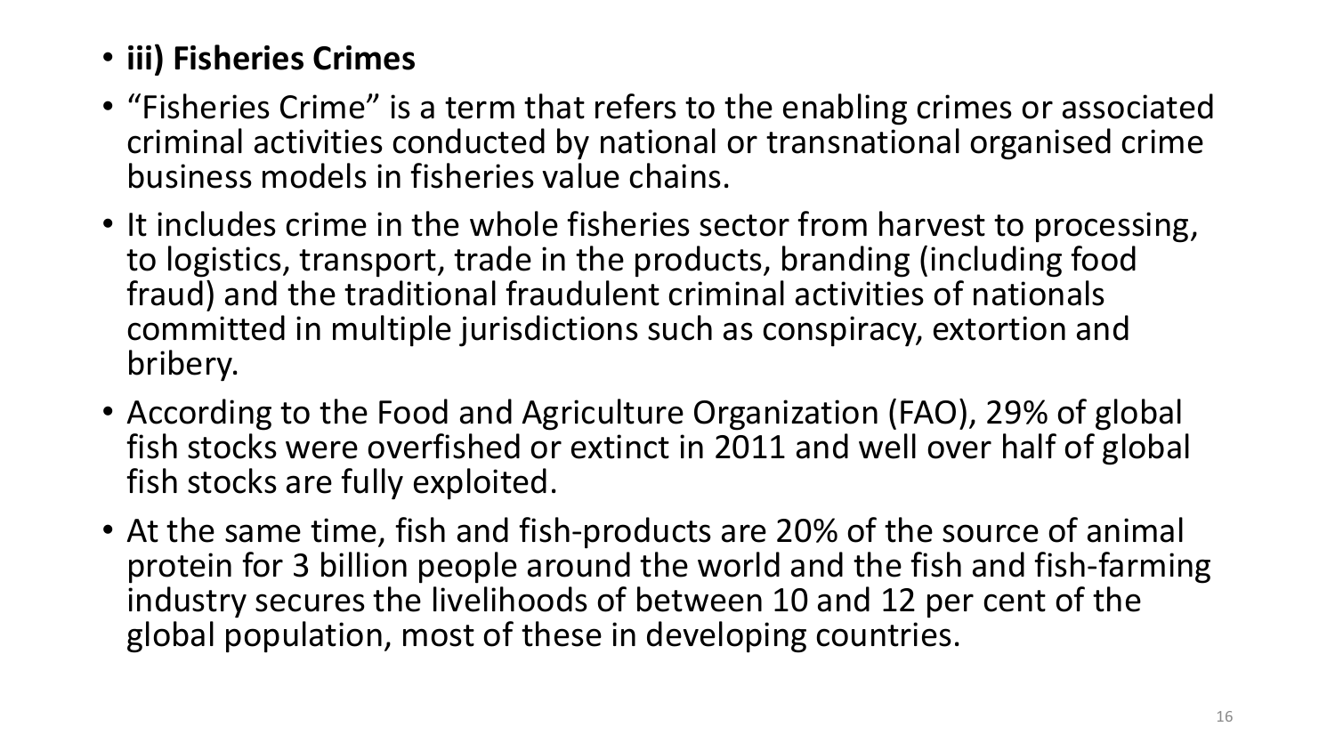- **iii) Fisheries Crimes**
- "Fisheries Crime" is a term that refers to the enabling crimes or associated criminal activities conducted by national or transnational organised crime business models in fisheries value chains.
- It includes crime in the whole fisheries sector from harvest to processing, to logistics, transport, trade in the products, branding (including food fraud) and the traditional fraudulent criminal activities of nationals committed in multiple jurisdictions such as conspiracy, extortion and bribery.
- According to the Food and Agriculture Organization (FAO), 29% of global fish stocks were overfished or extinct in 2011 and well over half of global fish stocks are fully exploited.
- At the same time, fish and fish-products are 20% of the source of animal protein for 3 billion people around the world and the fish and fish-farming industry secures the livelihoods of between 10 and 12 per cent of the global population, most of these in developing countries.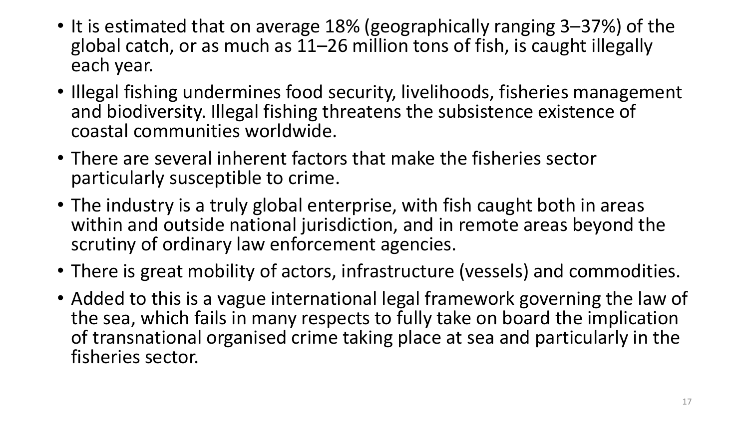- It is estimated that on average 18% (geographically ranging 3–37%) of the global catch, or as much as 11–26 million tons of fish, is caught illegally each year.
- Illegal fishing undermines food security, livelihoods, fisheries management and biodiversity. Illegal fishing threatens the subsistence existence of coastal communities worldwide.
- There are several inherent factors that make the fisheries sector particularly susceptible to crime.
- The industry is a truly global enterprise, with fish caught both in areas within and outside national jurisdiction, and in remote areas beyond the scrutiny of ordinary law enforcement agencies.
- There is great mobility of actors, infrastructure (vessels) and commodities.
- Added to this is a vague international legal framework governing the law of the sea, which fails in many respects to fully take on board the implication of transnational organised crime taking place at sea and particularly in the fisheries sector.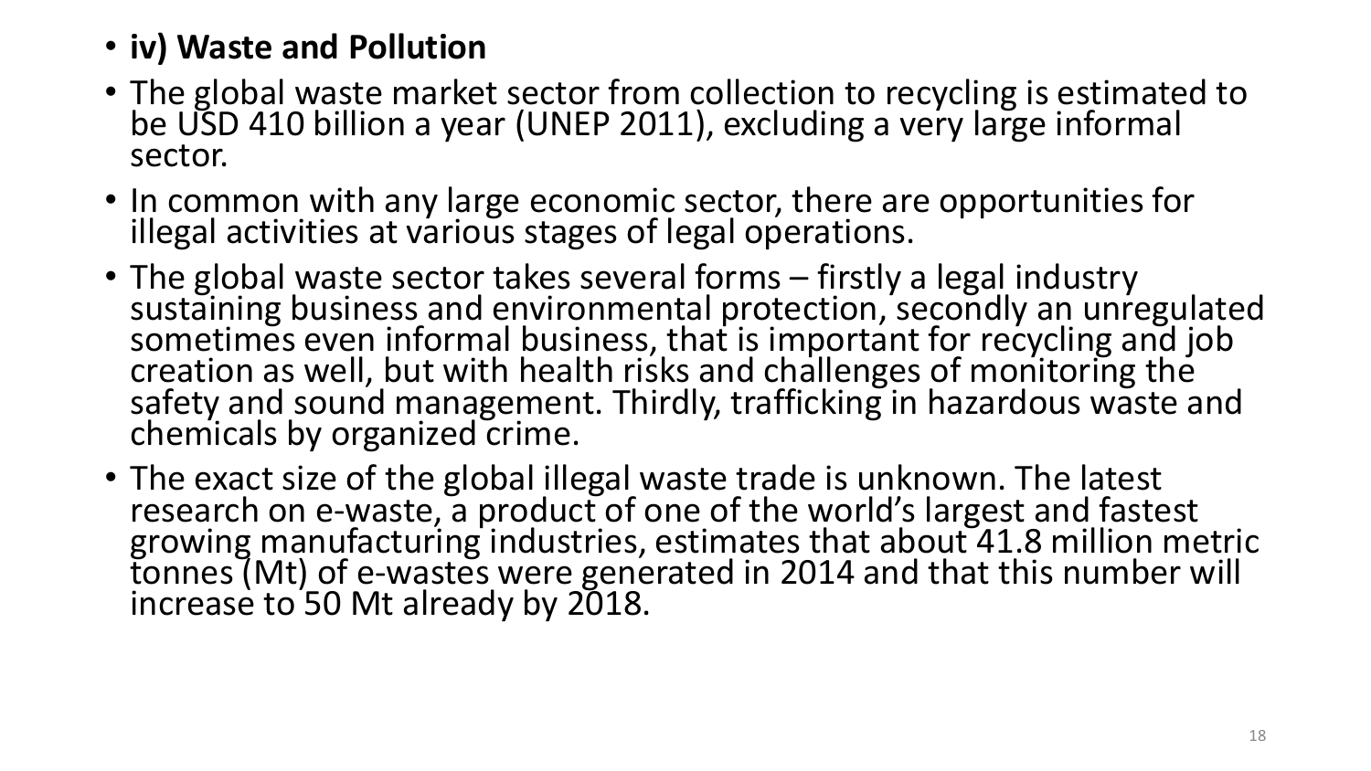- **iv) Waste and Pollution**
- The global waste market sector from collection to recycling is estimated to be USD 410 billion a year (UNEP 2011), excluding a very large informal sector.
- In common with any large economic sector, there are opportunities for illegal activities at various stages of legal operations.
- The global waste sector takes several forms – firstly a legal industry sustaining business and environmental protection, secondly an unregulated sometimes even informal business, that is important for recycling and job creation as well, but with health risks and challenges of monitoring the safety and sound management. Thirdly, trafficking in hazardous waste and chemicals by organized crime.
- The exact size of the global illegal waste trade is unknown. The latest research on e-waste, a product of one of the world's largest and fastest growing manufacturing industries, estimates that about 41.8 million metric tonnes (Mt) of e-wastes were generated in 2014 and that this number will increase to 50 Mt already by 2018.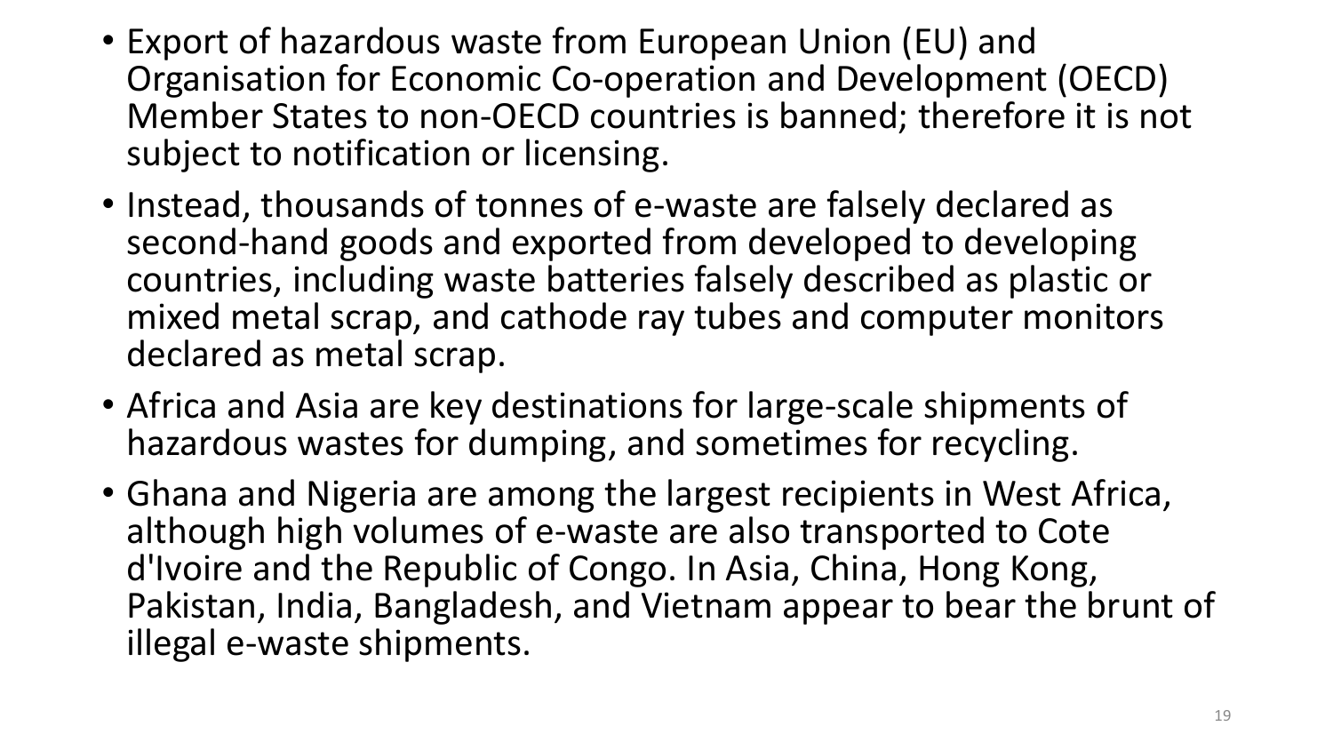- Export of hazardous waste from European Union (EU) and Organisation for Economic Co-operation and Development (OECD) Member States to non-OECD countries is banned; therefore it is not subject to notification or licensing.
- Instead, thousands of tonnes of e-waste are falsely declared as second-hand goods and exported from developed to developing countries, including waste batteries falsely described as plastic or mixed metal scrap, and cathode ray tubes and computer monitors declared as metal scrap.
- Africa and Asia are key destinations for large-scale shipments of hazardous wastes for dumping, and sometimes for recycling.
- Ghana and Nigeria are among the largest recipients in West Africa, although high volumes of e-waste are also transported to Cote d'Ivoire and the Republic of Congo. In Asia, China, Hong Kong, Pakistan, India, Bangladesh, and Vietnam appear to bear the brunt of illegal e-waste shipments.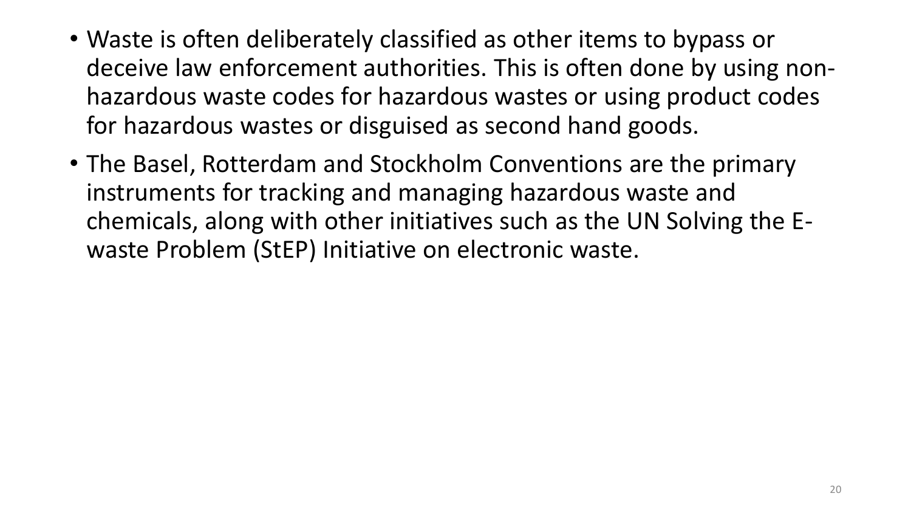- Waste is often deliberately classified as other items to bypass or deceive law enforcement authorities. This is often done by using non-hazardous waste codes for hazardous wastes or using product codes for hazardous wastes or disguised as second hand goods.
- The Basel, Rotterdam and Stockholm Conventions are the primary instruments for tracking and managing hazardous waste and chemicals, along with other initiatives such as the UN Solving the E-waste Problem (StEP) Initiative on electronic waste.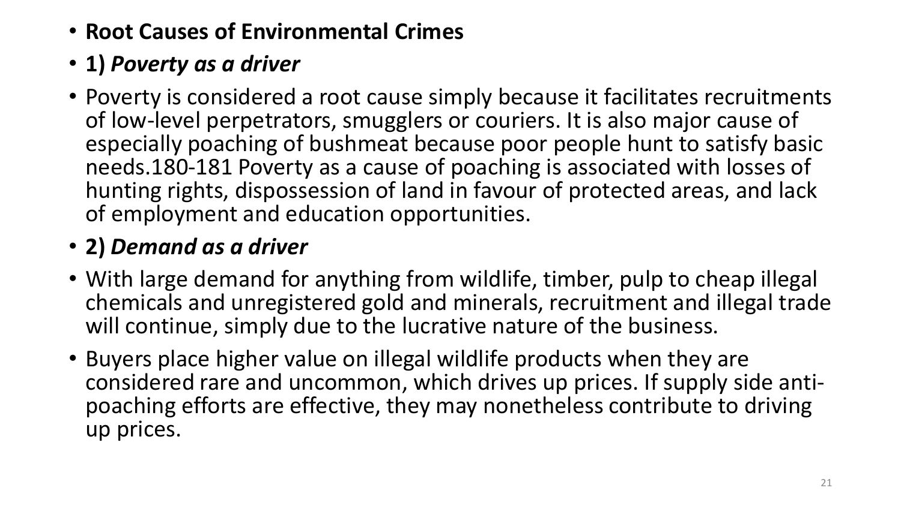- **Root Causes of Environmental Crimes**
- **1)** ***Poverty as a driver***
- Poverty is considered a root cause simply because it facilitates recruitments of low-level perpetrators, smugglers or couriers. It is also major cause of especially poaching of bushmeat because poor people hunt to satisfy basic needs.180-181 Poverty as a cause of poaching is associated with losses of hunting rights, dispossession of land in favour of protected areas, and lack of employment and education opportunities.
- **2)** ***Demand as a driver***
- With large demand for anything from wildlife, timber, pulp to cheap illegal chemicals and unregistered gold and minerals, recruitment and illegal trade will continue, simply due to the lucrative nature of the business.
- Buyers place higher value on illegal wildlife products when they are considered rare and uncommon, which drives up prices. If supply side anti-poaching efforts are effective, they may nonetheless contribute to driving up prices.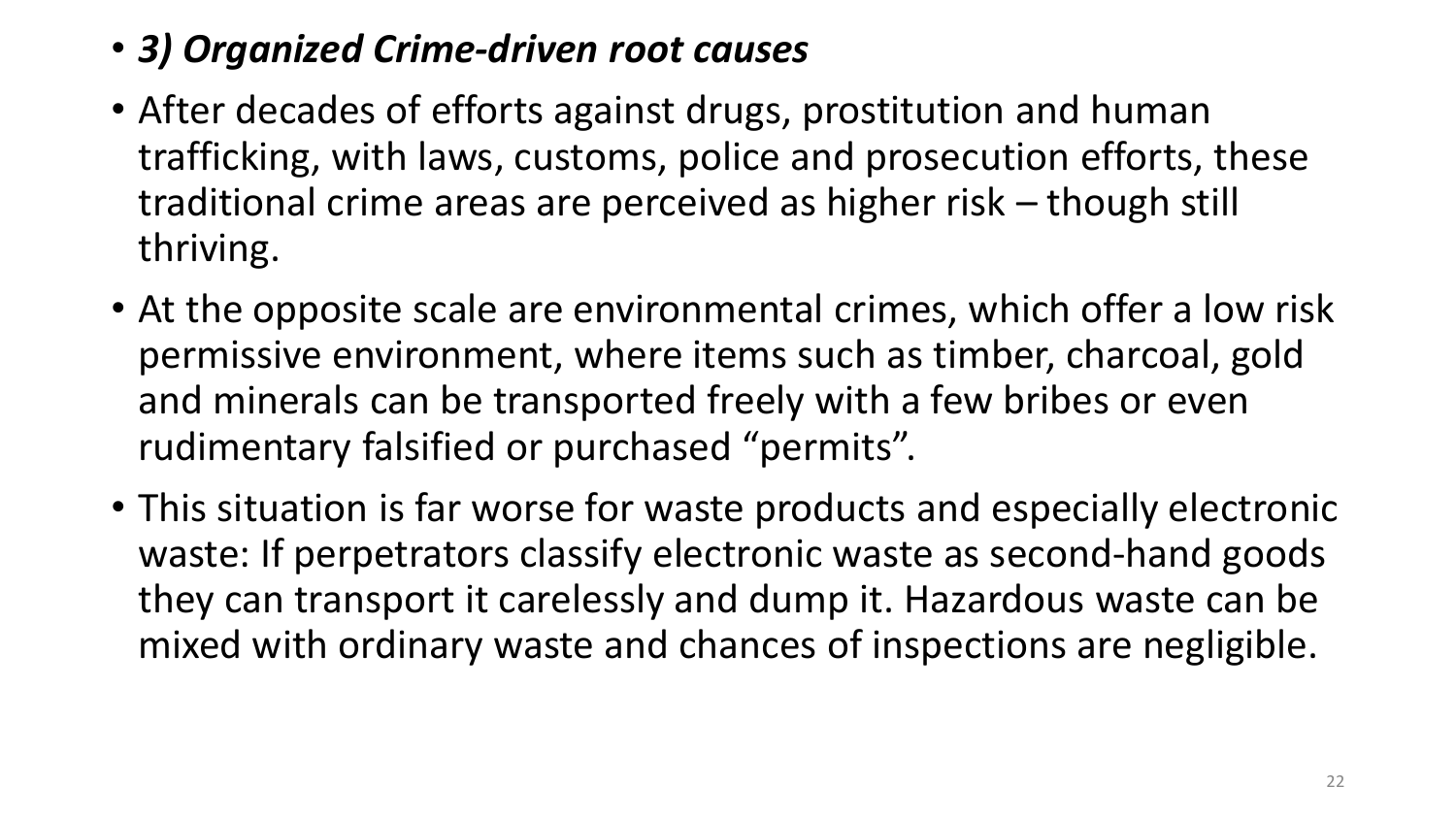- ***3) Organized Crime-driven root causes***
- After decades of efforts against drugs, prostitution and human trafficking, with laws, customs, police and prosecution efforts, these traditional crime areas are perceived as higher risk – though still thriving.
- At the opposite scale are environmental crimes, which offer a low risk permissive environment, where items such as timber, charcoal, gold and minerals can be transported freely with a few bribes or even rudimentary falsified or purchased "permits".
- This situation is far worse for waste products and especially electronic waste: If perpetrators classify electronic waste as second-hand goods they can transport it carelessly and dump it. Hazardous waste can be mixed with ordinary waste and chances of inspections are negligible.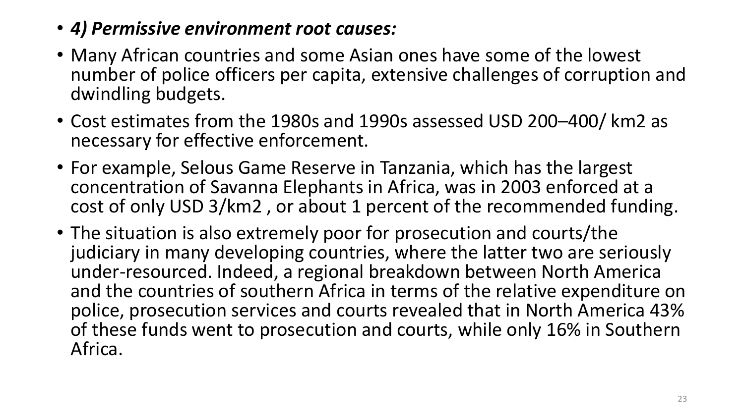- ***4) Permissive environment root causes:***
- Many African countries and some Asian ones have some of the lowest number of police officers per capita, extensive challenges of corruption and dwindling budgets.
- Cost estimates from the 1980s and 1990s assessed USD 200–400/ km2 as necessary for effective enforcement.
- For example, Selous Game Reserve in Tanzania, which has the largest concentration of Savanna Elephants in Africa, was in 2003 enforced at a cost of only USD 3/km2 , or about 1 percent of the recommended funding.
- The situation is also extremely poor for prosecution and courts/the judiciary in many developing countries, where the latter two are seriously under-resourced. Indeed, a regional breakdown between North America and the countries of southern Africa in terms of the relative expenditure on police, prosecution services and courts revealed that in North America 43% of these funds went to prosecution and courts, while only 16% in Southern Africa.